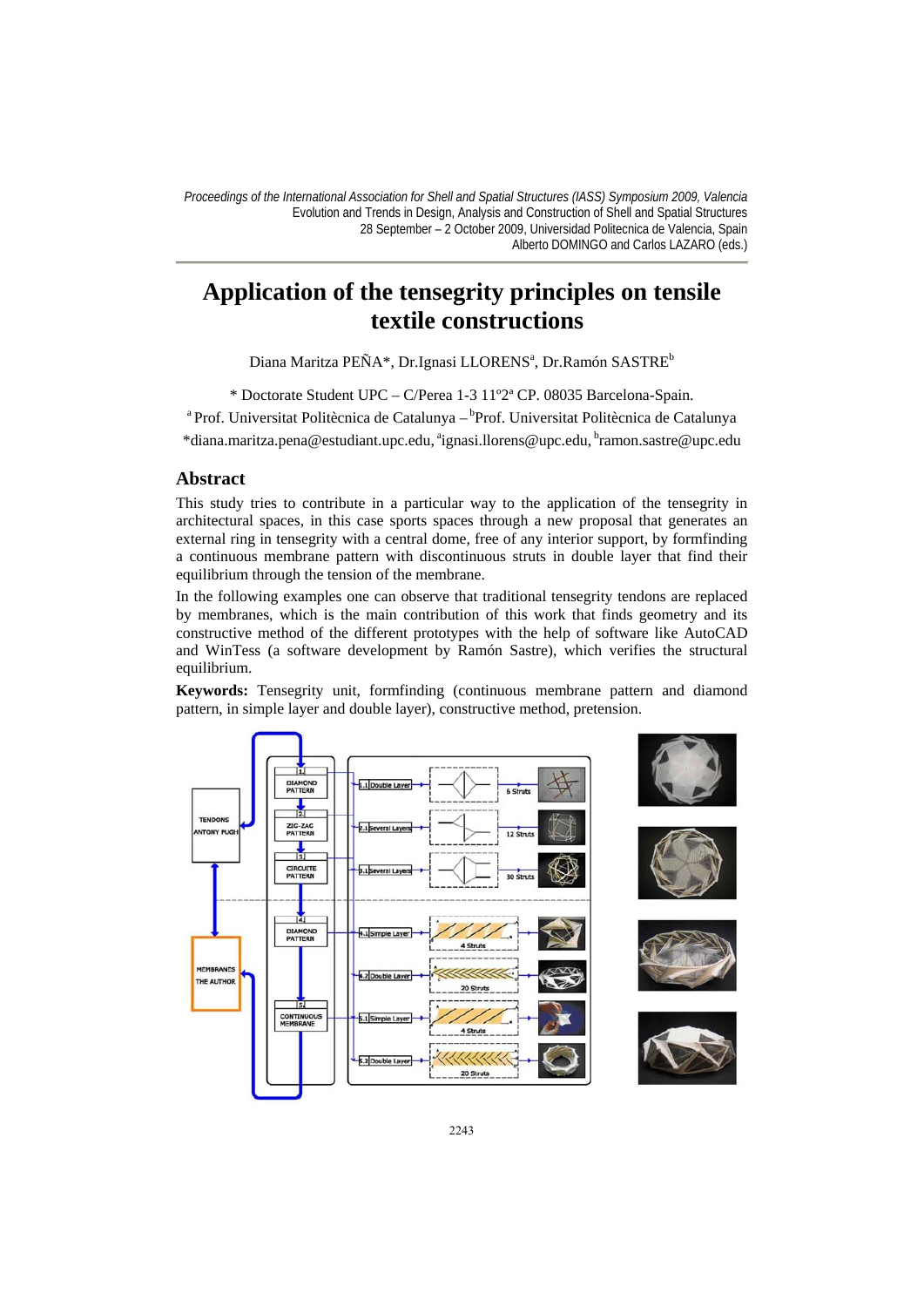*Proceedings of the International Association for Shell and Spatial Structures (IASS) Symposium 2009, Valencia*
Evolution and Trends in Design, Analysis and Construction of Shell and Spatial Structures
28 September – 2 October 2009, Universidad Politecnica de Valencia, Spain
Alberto DOMINGO and Carlos LAZARO (eds.)

# Application of the tensegrity principles on tensile textile constructions

Diana Maritza PEÑA*, Dr.Ignasi LLORENS[a], Dr.Ramón SASTRE[b]

\* Doctorate Student UPC – C/Perea 1-3 11º2ª CP. 08035 Barcelona-Spain.
[a] Prof. Universitat Politècnica de Catalunya – [b]Prof. Universitat Politècnica de Catalunya
*diana.maritza.pena@estudiant.upc.edu, [a]ignasi.llorens@upc.edu, [b]ramon.sastre@upc.edu

## Abstract

This study tries to contribute in a particular way to the application of the tensegrity in architectural spaces, in this case sports spaces through a new proposal that generates an external ring in tensegrity with a central dome, free of any interior support, by formfinding a continuous membrane pattern with discontinuous struts in double layer that find their equilibrium through the tension of the membrane.

In the following examples one can observe that traditional tensegrity tendons are replaced by membranes, which is the main contribution of this work that finds geometry and its constructive method of the different prototypes with the help of software like AutoCAD and WinTess (a software development by Ramón Sastre), which verifies the structural equilibrium.

**Keywords:** Tensegrity unit, formfinding (continuous membrane pattern and diamond pattern, in simple layer and double layer), constructive method, pretension.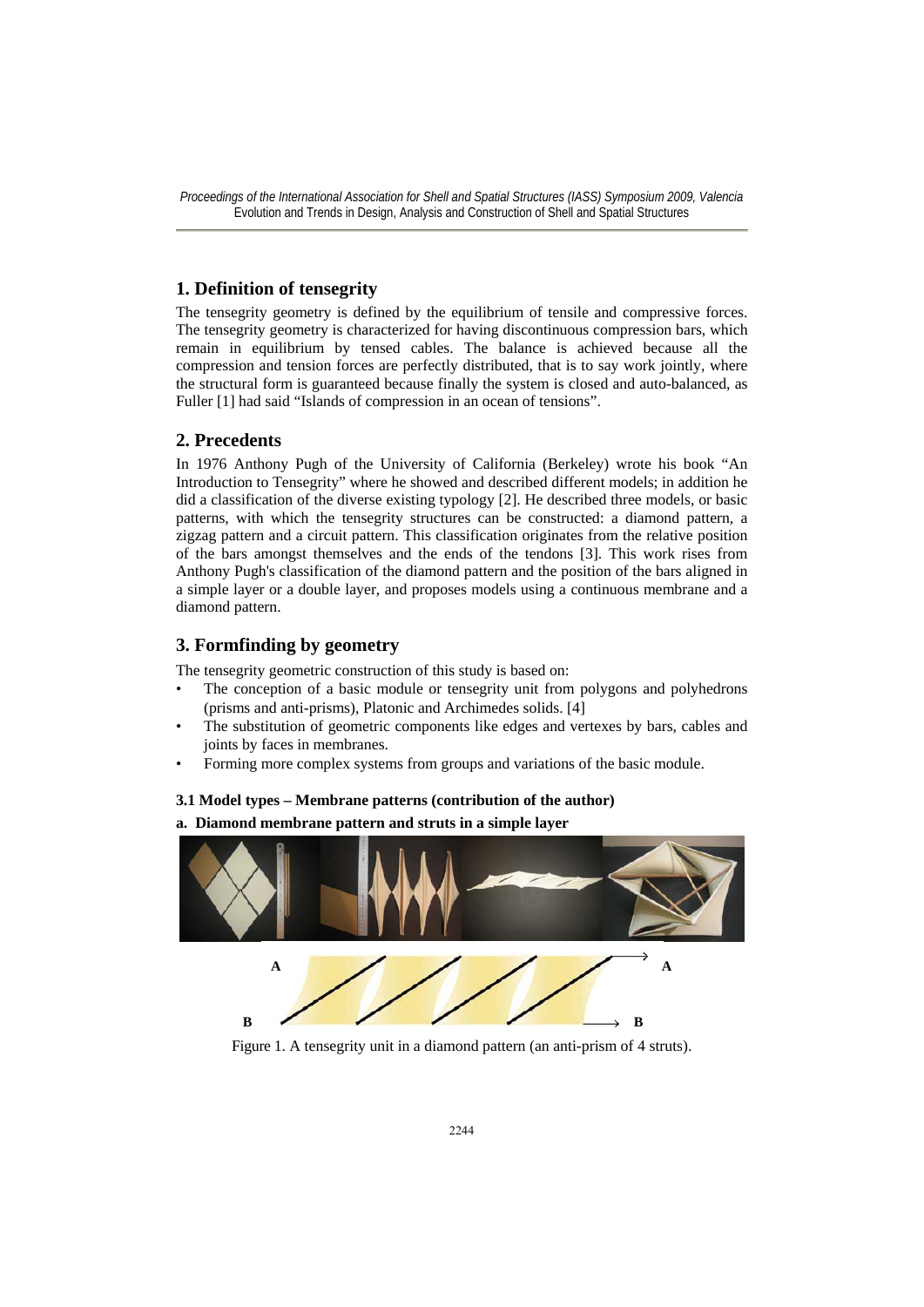## 1. Definition of tensegrity

The tensegrity geometry is defined by the equilibrium of tensile and compressive forces. The tensegrity geometry is characterized for having discontinuous compression bars, which remain in equilibrium by tensed cables. The balance is achieved because all the compression and tension forces are perfectly distributed, that is to say work jointly, where the structural form is guaranteed because finally the system is closed and auto-balanced, as Fuller [1] had said "Islands of compression in an ocean of tensions".

## 2. Precedents

In 1976 Anthony Pugh of the University of California (Berkeley) wrote his book "An Introduction to Tensegrity" where he showed and described different models; in addition he did a classification of the diverse existing typology [2]. He described three models, or basic patterns, with which the tensegrity structures can be constructed: a diamond pattern, a zigzag pattern and a circuit pattern. This classification originates from the relative position of the bars amongst themselves and the ends of the tendons [3]. This work rises from Anthony Pugh's classification of the diamond pattern and the position of the bars aligned in a simple layer or a double layer, and proposes models using a continuous membrane and a diamond pattern.

## 3. Formfinding by geometry

The tensegrity geometric construction of this study is based on:

- The conception of a basic module or tensegrity unit from polygons and polyhedrons (prisms and anti-prisms), Platonic and Archimedes solids. [4]
- The substitution of geometric components like edges and vertexes by bars, cables and joints by faces in membranes.
- Forming more complex systems from groups and variations of the basic module.

#### 3.1 Model types – Membrane patterns (contribution of the author)

**a. Diamond membrane pattern and struts in a simple layer**

Figure 1. A tensegrity unit in a diamond pattern (an anti-prism of 4 struts).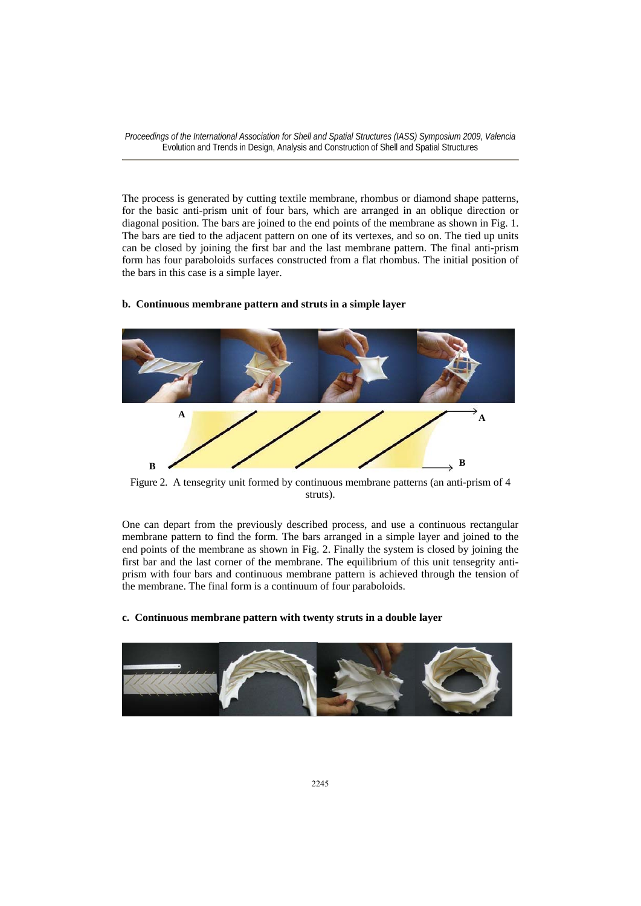The process is generated by cutting textile membrane, rhombus or diamond shape patterns, for the basic anti-prism unit of four bars, which are arranged in an oblique direction or diagonal position. The bars are joined to the end points of the membrane as shown in Fig. 1. The bars are tied to the adjacent pattern on one of its vertexes, and so on. The tied up units can be closed by joining the first bar and the last membrane pattern. The final anti-prism form has four paraboloids surfaces constructed from a flat rhombus. The initial position of the bars in this case is a simple layer.

**b. Continuous membrane pattern and struts in a simple layer**

Figure 2. A tensegrity unit formed by continuous membrane patterns (an anti-prism of 4 struts).

One can depart from the previously described process, and use a continuous rectangular membrane pattern to find the form. The bars arranged in a simple layer and joined to the end points of the membrane as shown in Fig. 2. Finally the system is closed by joining the first bar and the last corner of the membrane. The equilibrium of this unit tensegrity anti-prism with four bars and continuous membrane pattern is achieved through the tension of the membrane. The final form is a continuum of four paraboloids.

**c. Continuous membrane pattern with twenty struts in a double layer**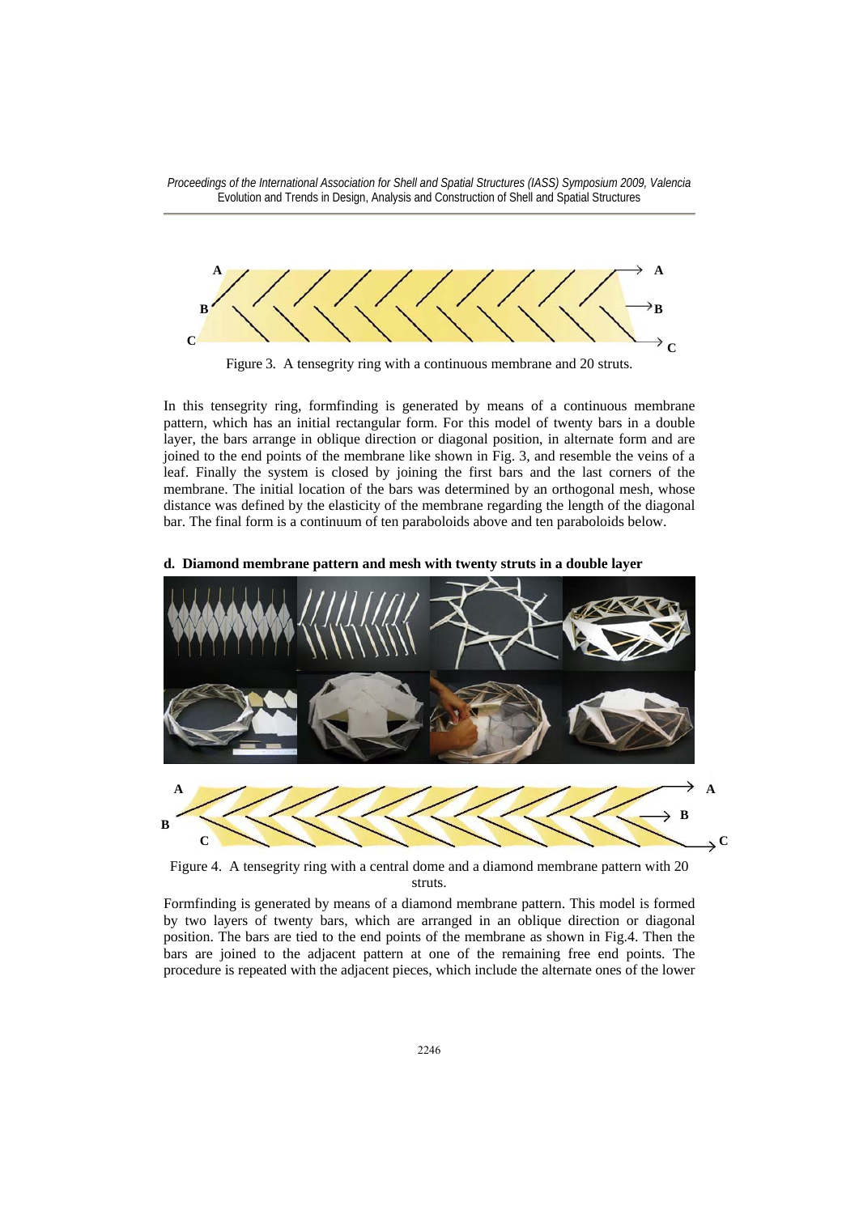Figure 3. A tensegrity ring with a continuous membrane and 20 struts.

In this tensegrity ring, formfinding is generated by means of a continuous membrane pattern, which has an initial rectangular form. For this model of twenty bars in a double layer, the bars arrange in oblique direction or diagonal position, in alternate form and are joined to the end points of the membrane like shown in Fig. 3, and resemble the veins of a leaf. Finally the system is closed by joining the first bars and the last corners of the membrane. The initial location of the bars was determined by an orthogonal mesh, whose distance was defined by the elasticity of the membrane regarding the length of the diagonal bar. The final form is a continuum of ten paraboloids above and ten paraboloids below.

**d. Diamond membrane pattern and mesh with twenty struts in a double layer**

Figure 4. A tensegrity ring with a central dome and a diamond membrane pattern with 20 struts.

Formfinding is generated by means of a diamond membrane pattern. This model is formed by two layers of twenty bars, which are arranged in an oblique direction or diagonal position. The bars are tied to the end points of the membrane as shown in Fig.4. Then the bars are joined to the adjacent pattern at one of the remaining free end points. The procedure is repeated with the adjacent pieces, which include the alternate ones of the lower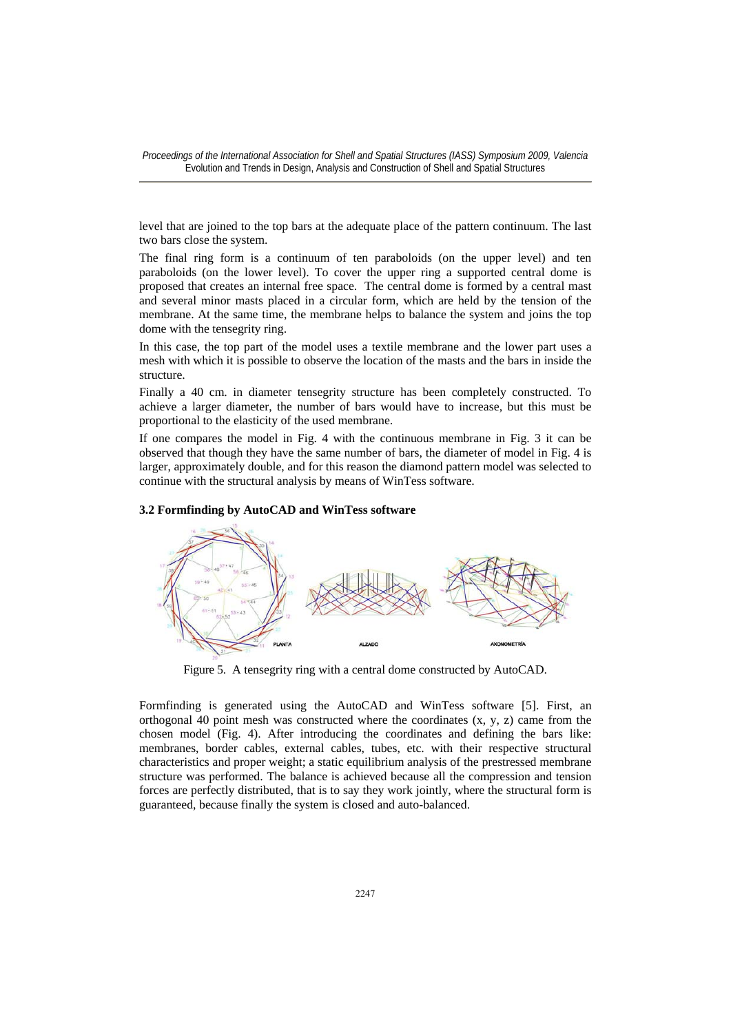level that are joined to the top bars at the adequate place of the pattern continuum. The last two bars close the system.

The final ring form is a continuum of ten paraboloids (on the upper level) and ten paraboloids (on the lower level). To cover the upper ring a supported central dome is proposed that creates an internal free space. The central dome is formed by a central mast and several minor masts placed in a circular form, which are held by the tension of the membrane. At the same time, the membrane helps to balance the system and joins the top dome with the tensegrity ring.

In this case, the top part of the model uses a textile membrane and the lower part uses a mesh with which it is possible to observe the location of the masts and the bars in inside the structure.

Finally a 40 cm. in diameter tensegrity structure has been completely constructed. To achieve a larger diameter, the number of bars would have to increase, but this must be proportional to the elasticity of the used membrane.

If one compares the model in Fig. 4 with the continuous membrane in Fig. 3 it can be observed that though they have the same number of bars, the diameter of model in Fig. 4 is larger, approximately double, and for this reason the diamond pattern model was selected to continue with the structural analysis by means of WinTess software.

### 3.2 Formfinding by AutoCAD and WinTess software

Figure 5. A tensegrity ring with a central dome constructed by AutoCAD.

Formfinding is generated using the AutoCAD and WinTess software [5]. First, an orthogonal 40 point mesh was constructed where the coordinates (x, y, z) came from the chosen model (Fig. 4). After introducing the coordinates and defining the bars like: membranes, border cables, external cables, tubes, etc. with their respective structural characteristics and proper weight; a static equilibrium analysis of the prestressed membrane structure was performed. The balance is achieved because all the compression and tension forces are perfectly distributed, that is to say they work jointly, where the structural form is guaranteed, because finally the system is closed and auto-balanced.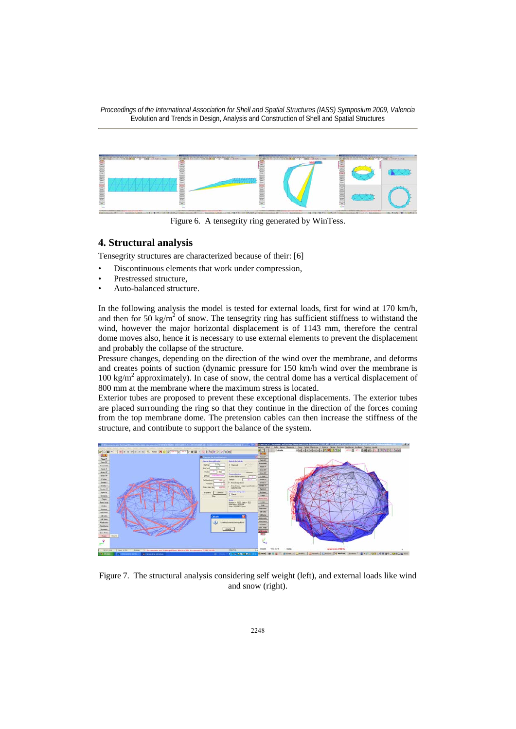Figure 6. A tensegrity ring generated by WinTess.

## 4. Structural analysis

Tensegrity structures are characterized because of their: [6]

- Discontinuous elements that work under compression,
- Prestressed structure,
- Auto-balanced structure.

In the following analysis the model is tested for external loads, first for wind at 170 km/h, and then for 50 kg/m$^2$ of snow. The tensegrity ring has sufficient stiffness to withstand the wind, however the major horizontal displacement is of 1143 mm, therefore the central dome moves also, hence it is necessary to use external elements to prevent the displacement and probably the collapse of the structure.

Pressure changes, depending on the direction of the wind over the membrane, and deforms and creates points of suction (dynamic pressure for 150 km/h wind over the membrane is 100 kg/m$^2$ approximately). In case of snow, the central dome has a vertical displacement of 800 mm at the membrane where the maximum stress is located.

Exterior tubes are proposed to prevent these exceptional displacements. The exterior tubes are placed surrounding the ring so that they continue in the direction of the forces coming from the top membrane dome. The pretension cables can then increase the stiffness of the structure, and contribute to support the balance of the system.

Figure 7. The structural analysis considering self weight (left), and external loads like wind and snow (right).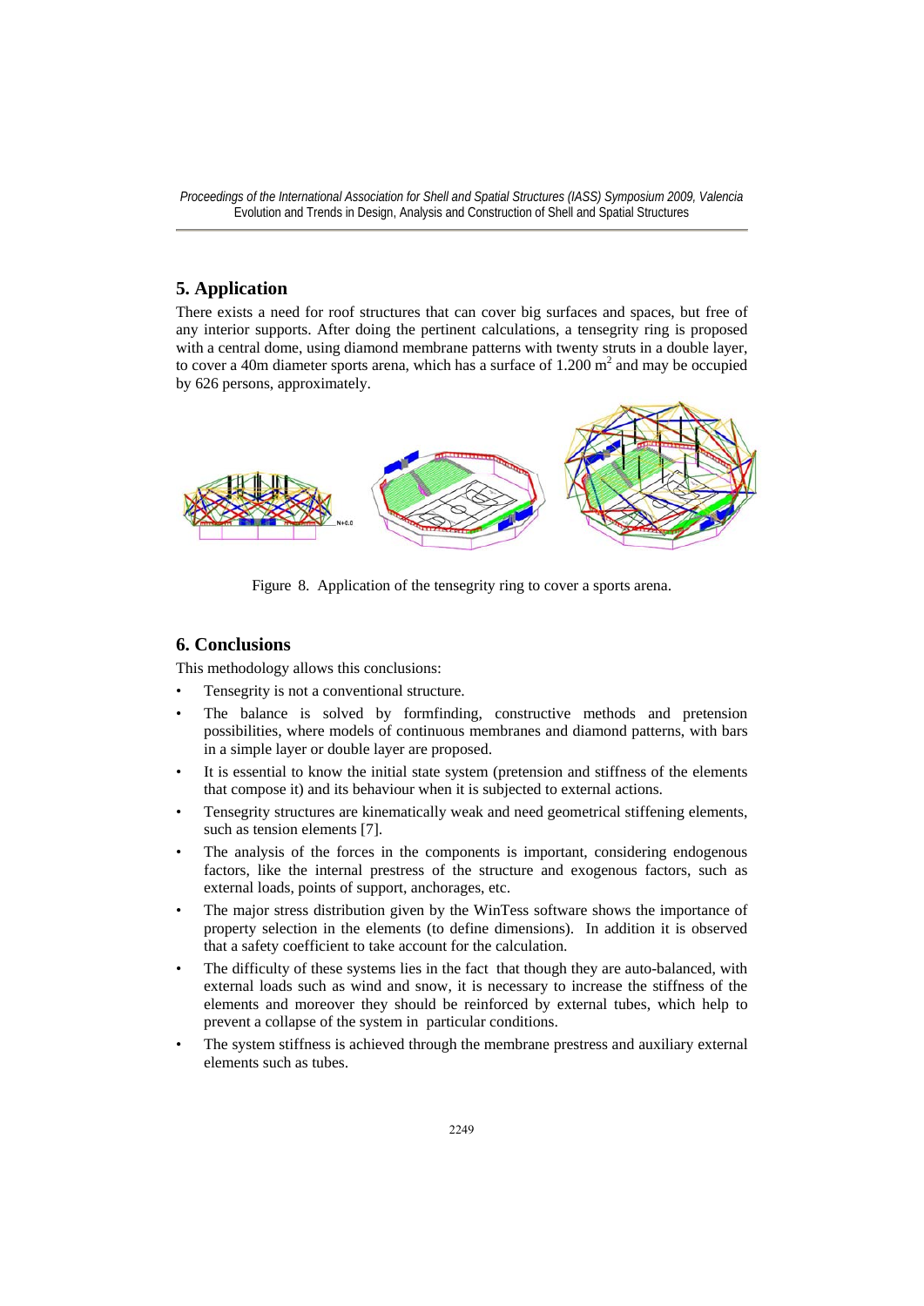## 5. Application

There exists a need for roof structures that can cover big surfaces and spaces, but free of any interior supports. After doing the pertinent calculations, a tensegrity ring is proposed with a central dome, using diamond membrane patterns with twenty struts in a double layer, to cover a 40m diameter sports arena, which has a surface of 1.200 $m^2$ and may be occupied by 626 persons, approximately.

Figure 8. Application of the tensegrity ring to cover a sports arena.

## 6. Conclusions

This methodology allows this conclusions:

- Tensegrity is not a conventional structure.
- The balance is solved by formfinding, constructive methods and pretension possibilities, where models of continuous membranes and diamond patterns, with bars in a simple layer or double layer are proposed.
- It is essential to know the initial state system (pretension and stiffness of the elements that compose it) and its behaviour when it is subjected to external actions.
- Tensegrity structures are kinematically weak and need geometrical stiffening elements, such as tension elements [7].
- The analysis of the forces in the components is important, considering endogenous factors, like the internal prestress of the structure and exogenous factors, such as external loads, points of support, anchorages, etc.
- The major stress distribution given by the WinTess software shows the importance of property selection in the elements (to define dimensions). In addition it is observed that a safety coefficient to take account for the calculation.
- The difficulty of these systems lies in the fact that though they are auto-balanced, with external loads such as wind and snow, it is necessary to increase the stiffness of the elements and moreover they should be reinforced by external tubes, which help to prevent a collapse of the system in particular conditions.
- The system stiffness is achieved through the membrane prestress and auxiliary external elements such as tubes.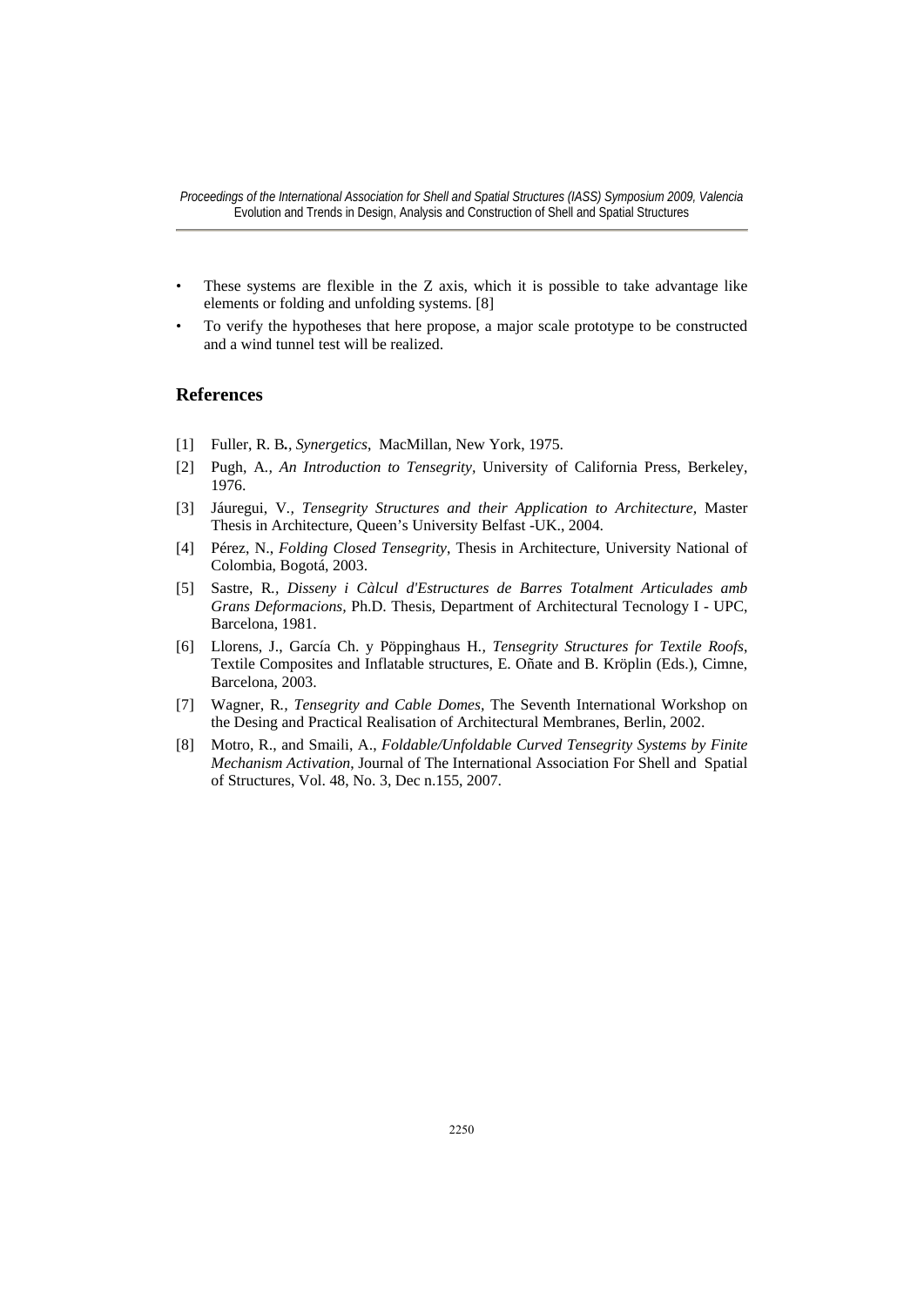- These systems are flexible in the Z axis, which it is possible to take advantage like elements or folding and unfolding systems. [8]
- To verify the hypotheses that here propose, a major scale prototype to be constructed and a wind tunnel test will be realized.

## References

[1] Fuller, R. B., *Synergetics*, MacMillan, New York, 1975.

[2] Pugh, A., *An Introduction to Tensegrity*, University of California Press, Berkeley, 1976.

[3] Jáuregui, V., *Tensegrity Structures and their Application to Architecture*, Master Thesis in Architecture, Queen's University Belfast -UK., 2004.

[4] Pérez, N., *Folding Closed Tensegrity*, Thesis in Architecture, University National of Colombia, Bogotá, 2003.

[5] Sastre, R., *Disseny i Càlcul d'Estructures de Barres Totalment Articulades amb Grans Deformacions*, Ph.D. Thesis, Department of Architectural Tecnology I - UPC, Barcelona, 1981.

[6] Llorens, J., García Ch. y Pöppinghaus H., *Tensegrity Structures for Textile Roofs*, Textile Composites and Inflatable structures, E. Oñate and B. Kröplin (Eds.), Cimne, Barcelona, 2003.

[7] Wagner, R., *Tensegrity and Cable Domes*, The Seventh International Workshop on the Desing and Practical Realisation of Architectural Membranes, Berlin, 2002.

[8] Motro, R., and Smaili, A., *Foldable/Unfoldable Curved Tensegrity Systems by Finite Mechanism Activation*, Journal of The International Association For Shell and Spatial of Structures, Vol. 48, No. 3, Dec n.155, 2007.